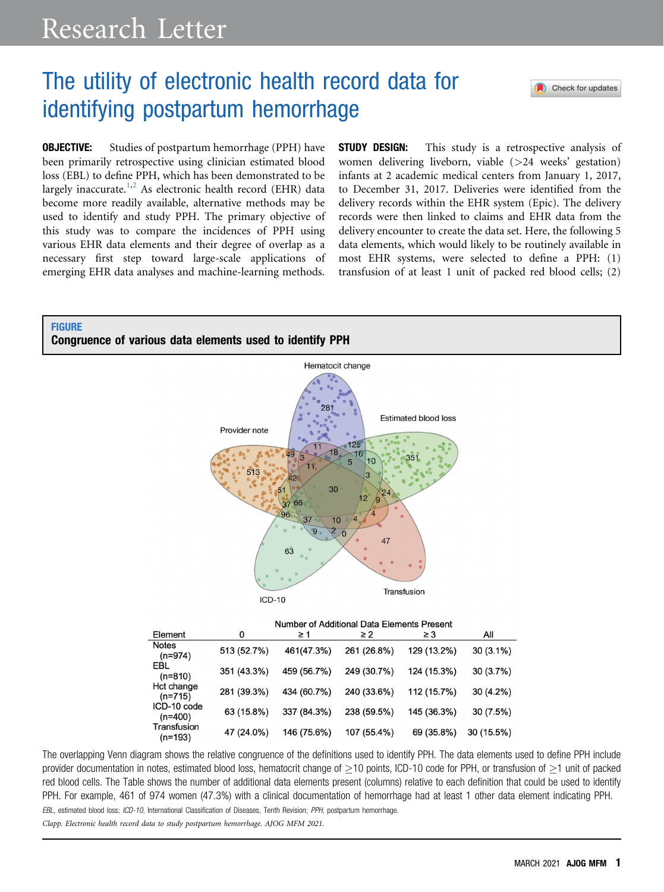Research Letter

# The utility of electronic health record data for identifying postpartum hemorrhage

**OBJECTIVE:** Studies of postpartum hemorrhage (PPH) have been primarily retrospective using clinician estimated blood loss (EBL) to define PPH, which has been demonstrated to be largely inaccurate.[1,2] As electronic health record (EHR) data become more readily available, alternative methods may be used to identify and study PPH. The primary objective of this study was to compare the incidences of PPH using various EHR data elements and their degree of overlap as a necessary first step toward large-scale applications of emerging EHR data analyses and machine-learning methods.

**STUDY DESIGN:** This study is a retrospective analysis of women delivering liveborn, viable (>24 weeks' gestation) infants at 2 academic medical centers from January 1, 2017, to December 31, 2017. Deliveries were identified from the delivery records within the EHR system (Epic). The delivery records were then linked to claims and EHR data from the delivery encounter to create the data set. Here, the following 5 data elements, which would likely to be routinely available in most EHR systems, were selected to define a PPH: (1) transfusion of at least 1 unit of packed red blood cells; (2)

**FIGURE**
**Congruence of various data elements used to identify PPH**

| Element | 0 | ≥ 1 | ≥ 2 | ≥ 3 | All |
|---|---|---|---|---|---|
| | Number of Additional Data Elements Present | | | | |
| Notes (n=974) | 513 (52.7%) | 461(47.3%) | 261 (26.8%) | 129 (13.2%) | 30 (3.1%) |
| EBL (n=810) | 351 (43.3%) | 459 (56.7%) | 249 (30.7%) | 124 (15.3%) | 30 (3.7%) |
| Hct change (n=715) | 281 (39.3%) | 434 (60.7%) | 240 (33.6%) | 112 (15.7%) | 30 (4.2%) |
| ICD-10 code (n=400) | 63 (15.8%) | 337 (84.3%) | 238 (59.5%) | 145 (36.3%) | 30 (7.5%) |
| Transfusion (n=193) | 47 (24.0%) | 146 (75.6%) | 107 (55.4%) | 69 (35.8%) | 30 (15.5%) |

The overlapping Venn diagram shows the relative congruence of the definitions used to identify PPH. The data elements used to define PPH include provider documentation in notes, estimated blood loss, hematocrit change of ≥10 points, ICD-10 code for PPH, or transfusion of ≥1 unit of packed red blood cells. The Table shows the number of additional data elements present (columns) relative to each definition that could be used to identify PPH. For example, 461 of 974 women (47.3%) with a clinical documentation of hemorrhage had at least 1 other data element indicating PPH.

*EBL*, estimated blood loss; *ICD-10*, International Classification of Diseases, Tenth Revision; *PPH*, postpartum hemorrhage.

*Clapp. Electronic health record data to study postpartum hemorrhage. AJOG MFM 2021.*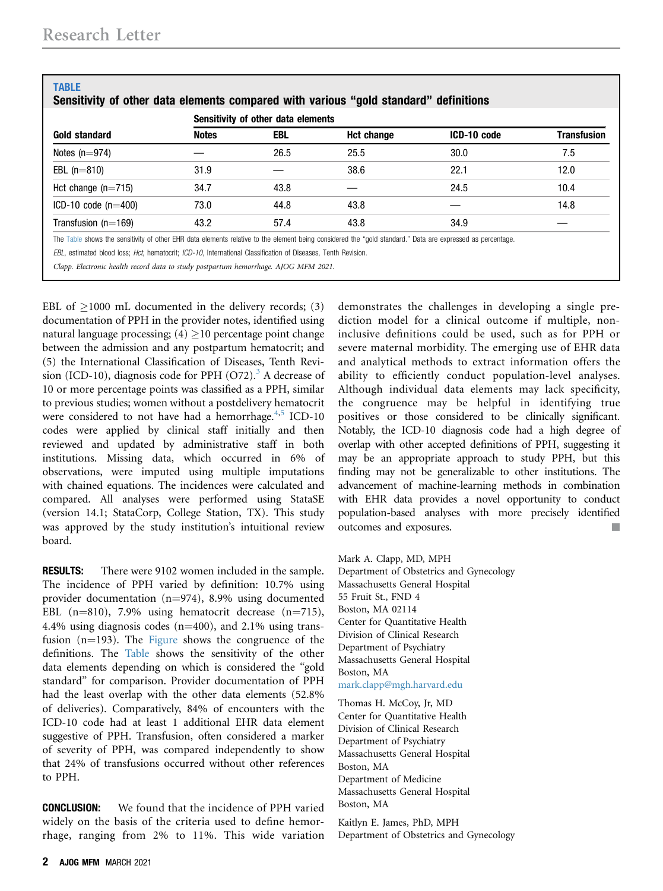**TABLE**

**Sensitivity of other data elements compared with various "gold standard" definitions**

| Gold standard | Sensitivity of other data elements | | | | |
|---|---|---|---|---|---|
| | Notes | EBL | Hct change | ICD-10 code | Transfusion |
| Notes (n=974) | — | 26.5 | 25.5 | 30.0 | 7.5 |
| EBL (n=810) | 31.9 | — | 38.6 | 22.1 | 12.0 |
| Hct change (n=715) | 34.7 | 43.8 | — | 24.5 | 10.4 |
| ICD-10 code (n=400) | 73.0 | 44.8 | 43.8 | — | 14.8 |
| Transfusion (n=169) | 43.2 | 57.4 | 43.8 | 34.9 | — |

The Table shows the sensitivity of other EHR data elements relative to the element being considered the "gold standard." Data are expressed as percentage.

*EBL*, estimated blood loss; *Hct*, hematocrit; *ICD-10*, International Classification of Diseases, Tenth Revision.

*Clapp. Electronic health record data to study postpartum hemorrhage. AJOG MFM 2021.*

EBL of ≥1000 mL documented in the delivery records; (3) documentation of PPH in the provider notes, identified using natural language processing; (4) ≥10 percentage point change between the admission and any postpartum hematocrit; and (5) the International Classification of Diseases, Tenth Revision (ICD-10), diagnosis code for PPH (O72).[3] A decrease of 10 or more percentage points was classified as a PPH, similar to previous studies; women without a postdelivery hematocrit were considered to not have had a hemorrhage.[4,5] ICD-10 codes were applied by clinical staff initially and then reviewed and updated by administrative staff in both institutions. Missing data, which occurred in 6% of observations, were imputed using multiple imputations with chained equations. The incidences were calculated and compared. All analyses were performed using StataSE (version 14.1; StataCorp, College Station, TX). This study was approved by the study institution's intuitional review board.

**RESULTS:** There were 9102 women included in the sample. The incidence of PPH varied by definition: 10.7% using provider documentation (n=974), 8.9% using documented EBL (n=810), 7.9% using hematocrit decrease (n=715), 4.4% using diagnosis codes (n=400), and 2.1% using transfusion (n=193). The Figure shows the congruence of the definitions. The Table shows the sensitivity of the other data elements depending on which is considered the "gold standard" for comparison. Provider documentation of PPH had the least overlap with the other data elements (52.8% of deliveries). Comparatively, 84% of encounters with the ICD-10 code had at least 1 additional EHR data element suggestive of PPH. Transfusion, often considered a marker of severity of PPH, was compared independently to show that 24% of transfusions occurred without other references to PPH.

**CONCLUSION:** We found that the incidence of PPH varied widely on the basis of the criteria used to define hemorrhage, ranging from 2% to 11%. This wide variation demonstrates the challenges in developing a single prediction model for a clinical outcome if multiple, noninclusive definitions could be used, such as for PPH or severe maternal morbidity. The emerging use of EHR data and analytical methods to extract information offers the ability to efficiently conduct population-level analyses. Although individual data elements may lack specificity, the congruence may be helpful in identifying true positives or those considered to be clinically significant. Notably, the ICD-10 diagnosis code had a high degree of overlap with other accepted definitions of PPH, suggesting it may be an appropriate approach to study PPH, but this finding may not be generalizable to other institutions. The advancement of machine-learning methods in combination with EHR data provides a novel opportunity to conduct population-based analyses with more precisely identified outcomes and exposures. ■

Mark A. Clapp, MD, MPH
Department of Obstetrics and Gynecology
Massachusetts General Hospital
55 Fruit St., FND 4
Boston, MA 02114
Center for Quantitative Health
Division of Clinical Research
Department of Psychiatry
Massachusetts General Hospital
Boston, MA
mark.clapp@mgh.harvard.edu

Thomas H. McCoy, Jr, MD
Center for Quantitative Health
Division of Clinical Research
Department of Psychiatry
Massachusetts General Hospital
Boston, MA
Department of Medicine
Massachusetts General Hospital
Boston, MA

Kaitlyn E. James, PhD, MPH
Department of Obstetrics and Gynecology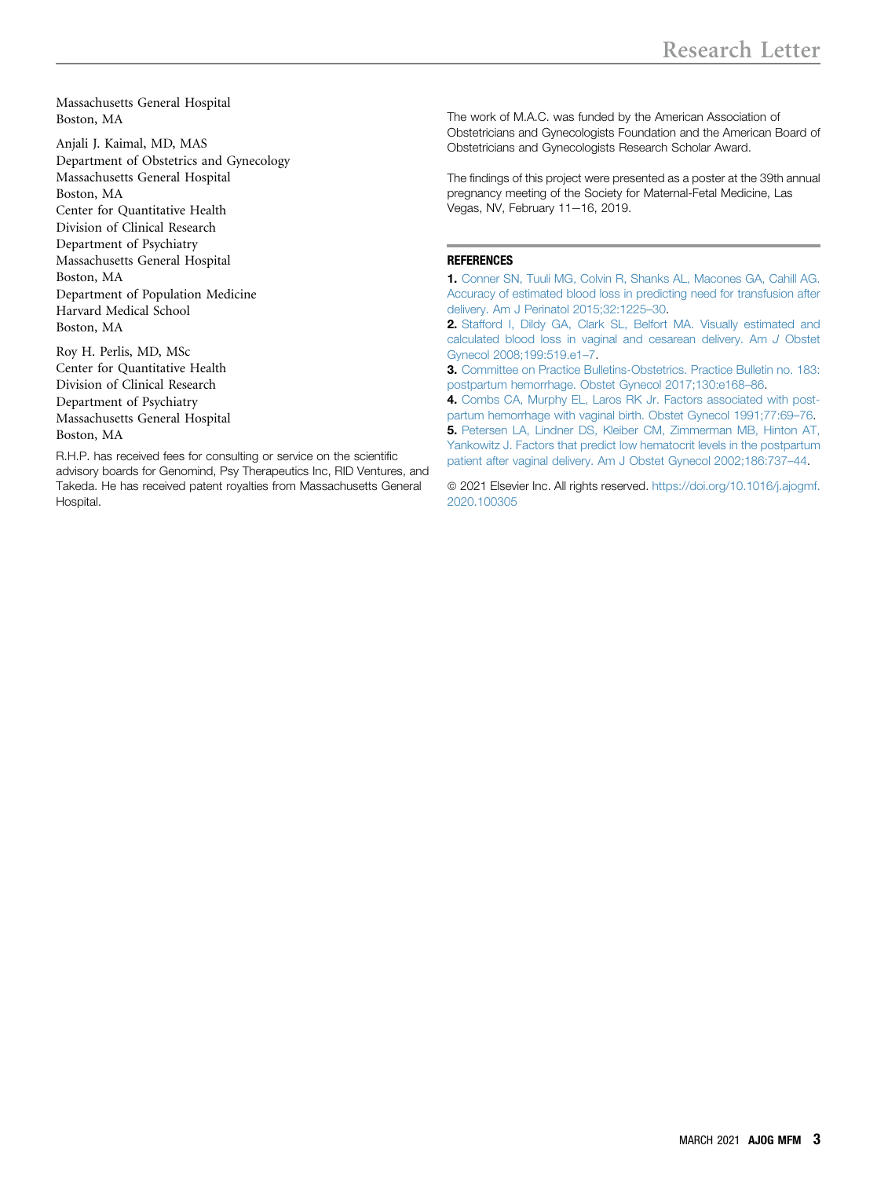Massachusetts General Hospital
Boston, MA

Anjali J. Kaimal, MD, MAS
Department of Obstetrics and Gynecology
Massachusetts General Hospital
Boston, MA
Center for Quantitative Health
Division of Clinical Research
Department of Psychiatry
Massachusetts General Hospital
Boston, MA
Department of Population Medicine
Harvard Medical School
Boston, MA

Roy H. Perlis, MD, MSc
Center for Quantitative Health
Division of Clinical Research
Department of Psychiatry
Massachusetts General Hospital
Boston, MA

R.H.P. has received fees for consulting or service on the scientific advisory boards for Genomind, Psy Therapeutics Inc, RID Ventures, and Takeda. He has received patent royalties from Massachusetts General Hospital.

The work of M.A.C. was funded by the American Association of Obstetricians and Gynecologists Foundation and the American Board of Obstetricians and Gynecologists Research Scholar Award.

The findings of this project were presented as a poster at the 39th annual pregnancy meeting of the Society for Maternal-Fetal Medicine, Las Vegas, NV, February 11−16, 2019.

## REFERENCES

1. Conner SN, Tuuli MG, Colvin R, Shanks AL, Macones GA, Cahill AG. Accuracy of estimated blood loss in predicting need for transfusion after delivery. Am J Perinatol 2015;32:1225–30.
2. Stafford I, Dildy GA, Clark SL, Belfort MA. Visually estimated and calculated blood loss in vaginal and cesarean delivery. Am J Obstet Gynecol 2008;199:519.e1–7.
3. Committee on Practice Bulletins-Obstetrics. Practice Bulletin no. 183: postpartum hemorrhage. Obstet Gynecol 2017;130:e168–86.
4. Combs CA, Murphy EL, Laros RK Jr. Factors associated with postpartum hemorrhage with vaginal birth. Obstet Gynecol 1991;77:69–76.
5. Petersen LA, Lindner DS, Kleiber CM, Zimmerman MB, Hinton AT, Yankowitz J. Factors that predict low hematocrit levels in the postpartum patient after vaginal delivery. Am J Obstet Gynecol 2002;186:737–44.

© 2021 Elsevier Inc. All rights reserved. https://doi.org/10.1016/j.ajogmf.2020.100305